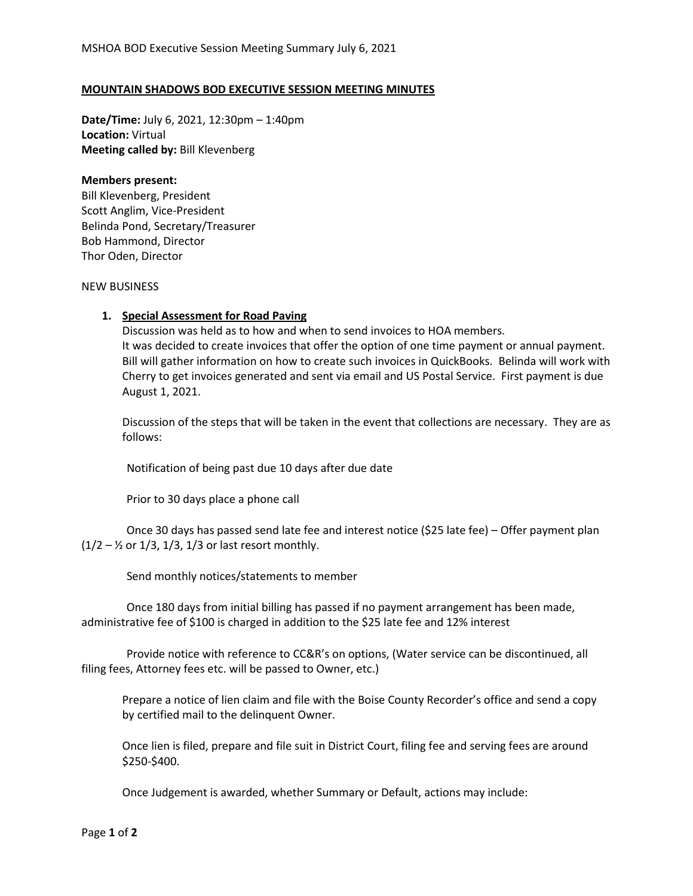## MOUNTAIN SHADOWS BOD EXECUTIVE SESSION MEETING MINUTES

**Date/Time:** July 6, 2021, 12:30pm – 1:40pm
**Location:** Virtual
**Meeting called by:** Bill Klevenberg

**Members present:**
Bill Klevenberg, President
Scott Anglim, Vice-President
Belinda Pond, Secretary/Treasurer
Bob Hammond, Director
Thor Oden, Director

NEW BUSINESS

1. **Special Assessment for Road Paving**
   Discussion was held as to how and when to send invoices to HOA members.
   It was decided to create invoices that offer the option of one time payment or annual payment. Bill will gather information on how to create such invoices in QuickBooks. Belinda will work with Cherry to get invoices generated and sent via email and US Postal Service. First payment is due August 1, 2021.

   Discussion of the steps that will be taken in the event that collections are necessary. They are as follows:

   Notification of being past due 10 days after due date

   Prior to 30 days place a phone call

   Once 30 days has passed send late fee and interest notice ($25 late fee) – Offer payment plan (1/2 – ½ or 1/3, 1/3, 1/3 or last resort monthly.

   Send monthly notices/statements to member

   Once 180 days from initial billing has passed if no payment arrangement has been made, administrative fee of $100 is charged in addition to the $25 late fee and 12% interest

   Provide notice with reference to CC&R's on options, (Water service can be discontinued, all filing fees, Attorney fees etc. will be passed to Owner, etc.)

   Prepare a notice of lien claim and file with the Boise County Recorder's office and send a copy by certified mail to the delinquent Owner.

   Once lien is filed, prepare and file suit in District Court, filing fee and serving fees are around $250-$400.

   Once Judgement is awarded, whether Summary or Default, actions may include: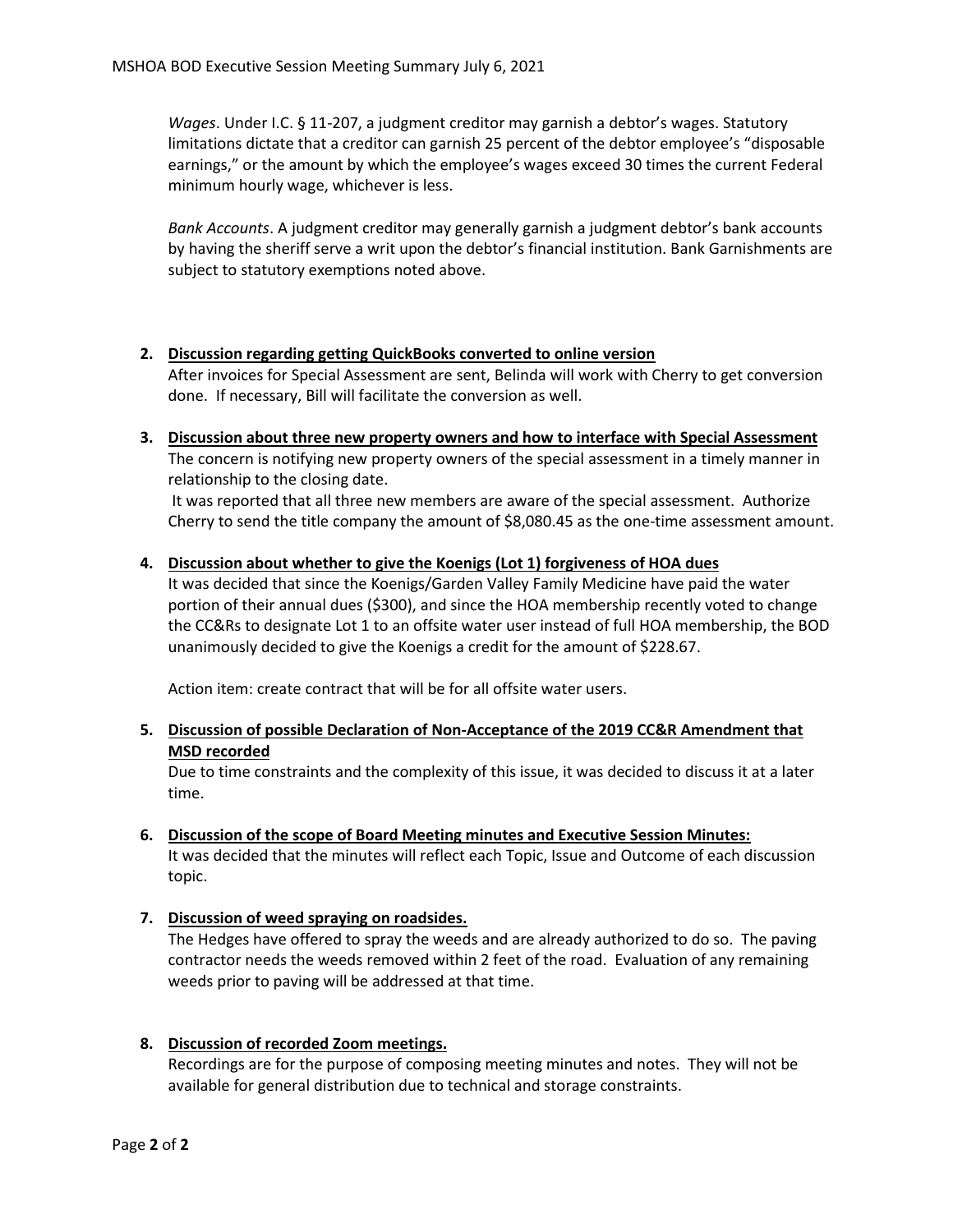*Wages*. Under I.C. § 11-207, a judgment creditor may garnish a debtor's wages. Statutory limitations dictate that a creditor can garnish 25 percent of the debtor employee's "disposable earnings," or the amount by which the employee's wages exceed 30 times the current Federal minimum hourly wage, whichever is less.

*Bank Accounts*. A judgment creditor may generally garnish a judgment debtor's bank accounts by having the sheriff serve a writ upon the debtor's financial institution. Bank Garnishments are subject to statutory exemptions noted above.

2. **Discussion regarding getting QuickBooks converted to online version**
   After invoices for Special Assessment are sent, Belinda will work with Cherry to get conversion done. If necessary, Bill will facilitate the conversion as well.

3. **Discussion about three new property owners and how to interface with Special Assessment**
   The concern is notifying new property owners of the special assessment in a timely manner in relationship to the closing date.
   It was reported that all three new members are aware of the special assessment. Authorize Cherry to send the title company the amount of $8,080.45 as the one-time assessment amount.

4. **Discussion about whether to give the Koenigs (Lot 1) forgiveness of HOA dues**
   It was decided that since the Koenigs/Garden Valley Family Medicine have paid the water portion of their annual dues ($300), and since the HOA membership recently voted to change the CC&Rs to designate Lot 1 to an offsite water user instead of full HOA membership, the BOD unanimously decided to give the Koenigs a credit for the amount of $228.67.

   Action item: create contract that will be for all offsite water users.

5. **Discussion of possible Declaration of Non-Acceptance of the 2019 CC&R Amendment that MSD recorded**
   Due to time constraints and the complexity of this issue, it was decided to discuss it at a later time.

6. **Discussion of the scope of Board Meeting minutes and Executive Session Minutes:**
   It was decided that the minutes will reflect each Topic, Issue and Outcome of each discussion topic.

7. **Discussion of weed spraying on roadsides.**
   The Hedges have offered to spray the weeds and are already authorized to do so. The paving contractor needs the weeds removed within 2 feet of the road. Evaluation of any remaining weeds prior to paving will be addressed at that time.

8. **Discussion of recorded Zoom meetings.**
   Recordings are for the purpose of composing meeting minutes and notes. They will not be available for general distribution due to technical and storage constraints.